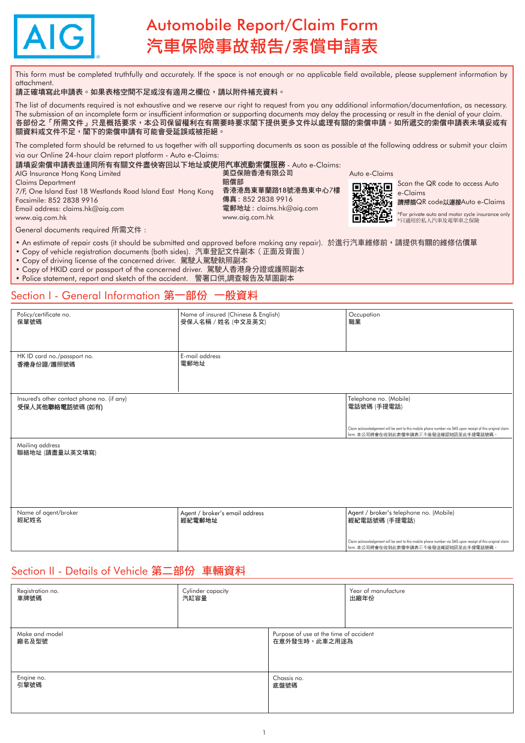# Automobile Report/Claim Form
# 汽車保險事故報告/索償申請表

This form must be completed truthfully and accurately. If the space is not enough or no applicable field available, please supplement information by attachment.
**請正確填寫此申請表。如果表格空間不足或沒有適用之欄位，請以附件補充資料。**

The list of documents required is not exhaustive and we reserve our right to request from you any additional information/documentation, as necessary. The submission of an incomplete form or insufficient information or supporting documents may delay the processing or result in the denial of your claim.
**各部份之「所需文件」只是概括要求，本公司保留權利在有需要時要求閣下提供更多文件以處理有關的索償申請。如所遞交的索償申請表未填妥或有關資料或文件不足，閣下的索償申請有可能會受延誤或被拒絕。**

The completed form should be returned to us together with all supporting documents as soon as possible at the following address or submit your claim via our Online 24-hour claim report platform - Auto e-Claims:
**請填妥索償申請表並連同所有有關文件盡快寄回以下地址或使用汽車流動索償服務** - Auto e-Claims:

AIG Insurance Hong Kong Limited
Claims Department
7/F, One Island East 18 Westlands Road Island East Hong Kong
Facsimile: 852 2838 9916
Email address: claims.hk@aig.com
www.aig.com.hk

美亞保險香港有限公司
賠償部
香港港島東華蘭路18號港島東中心7樓
傳真：852 2838 9916
電郵地址：claims.hk@aig.com
www.aig.com.hk

Auto e-Claims
Scan the QR code to access Auto e-Claims
**請掃描QR code以連接Auto e-Claims**
*For private auto and motor cycle insurance only
*只適用於私人汽車及電單車之保險

General documents required 所需文件：

- An estimate of repair costs (it should be submitted and approved before making any repair). 於進行汽車維修前，請提供有關的維修估價單
- Copy of vehicle registration documents (both sides). 汽車登記文件副本（正面及背面）
- Copy of driving license of the concerned driver. 駕駛人駕駛執照副本
- Copy of HKID card or passport of the concerned driver. 駕駛人香港身分證或護照副本
- Police statement, report and sketch of the accident. 警署口供,調查報告及草圖副本

## Section I - General Information 第一部份 一般資料

| Policy/certificate no. 保單號碼 | Name of insured (Chinese & English) 受保人名稱 / 姓名 (中文及英文) | Occupation 職業 |
|---|---|---|
| HK ID card no./passport no. 香港身份證/護照號碼 | E-mail address 電郵地址 | |
| Insured's other contact phone no. (if any) 受保人其他聯絡電話號碼 (如有) | | Telephone no. (Mobile) 電話號碼 (手提電話) Claim acknowledgement will be sent to this mobile phone number via SMS upon receipt of this original claim form. 本公司將會在收到此索償申請表正本後發送確認短訊至此手提電話號碼。 |
| Mailing address 聯絡地址 (請盡量以英文填寫) | | |
| Name of agent/broker 經紀姓名 | Agent / broker's email address 經紀電郵地址 | Agent / broker's telephone no. (Mobile) 經紀電話號碼 (手提電話) Claim acknowledgement will be sent to this mobile phone number via SMS upon receipt of this original claim form. 本公司將會在收到此索償申請表正本後發送確認短訊至此手提電話號碼。 |

## Section II - Details of Vehicle 第二部份 車輛資料

| Registration no. 車牌號碼 | Cylinder capacity 汽缸容量 | Year of manufacture 出廠年份 |
|---|---|---|
| Make and model 廠名及型號 | Purpose of use at the time of accident 在意外發生時，此車之用途為 | |
| Engine no. 引擎號碼 | Chassis no. 底盤號碼 | |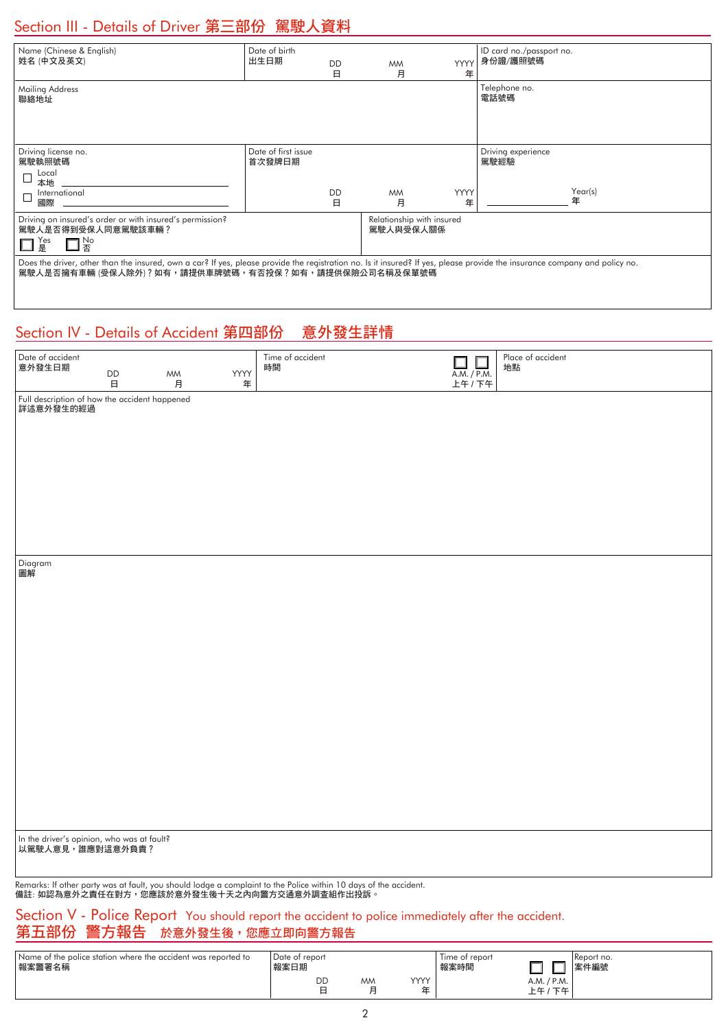## Section III - Details of Driver 第三部份 駕駛人資料

| Name (Chinese & English) 姓名 (中文及英文) | Date of birth 出生日期 DD 日 MM 月 YYYY 年 | ID card no./passport no. 身份證/護照號碼 |
|---|---|---|
| Mailing Address 聯絡地址 | | Telephone no. 電話號碼 |
| Driving license no. 駕駛執照號碼 ☐ Local 本地 ☐ International 國際 | Date of first issue 首次發牌日期 DD 日 MM 月 YYYY 年 | Driving experience 駕駛經驗 ______ Year(s) 年 |
| Driving on insured's order or with insured's permission? 駕駛人是否得到受保人同意駕駛該車輛？ ☐ Yes 是 ☐ No 否 | Relationship with insured 駕駛人與受保人關係 | |

Does the driver, other than the insured, own a car? If yes, please provide the registration no. Is it insured? If yes, please provide the insurance company and policy no.
駕駛人是否擁有車輛 (受保人除外)？如有，請提供車牌號碼，有否投保？如有，請提供保險公司名稱及保單號碼

## Section IV - Details of Accident 第四部份 意外發生詳情

| Date of accident 意外發生日期 DD 日 MM 月 YYYY 年 | Time of accident 時間 ☐ ☐ A.M. / P.M. 上午 / 下午 | Place of accident 地點 |
|---|---|---|

Full description of how the accident happened
詳述意外發生的經過

Diagram
圖解

In the driver's opinion, who was at fault?
以駕駛人意見，誰應對這意外負責？

Remarks: If other party was at fault, you should lodge a complaint to the Police within 10 days of the accident.
備註: 如認為意外之責任在對方，您應該於意外發生後十天之內向警方交通意外調查組作出投訴。

## Section V - Police Report You should report the accident to police immediately after the accident.
## 第五部份 警方報告 於意外發生後，您應立即向警方報告

| Name of the police station where the accident was reported to 報案警署名稱 | Date of report 報案日期 DD 日 MM 月 YYYY 年 | Time of report 報案時間 ☐ ☐ A.M. / P.M. 上午 / 下午 | Report no. 案件編號 |
|---|---|---|---|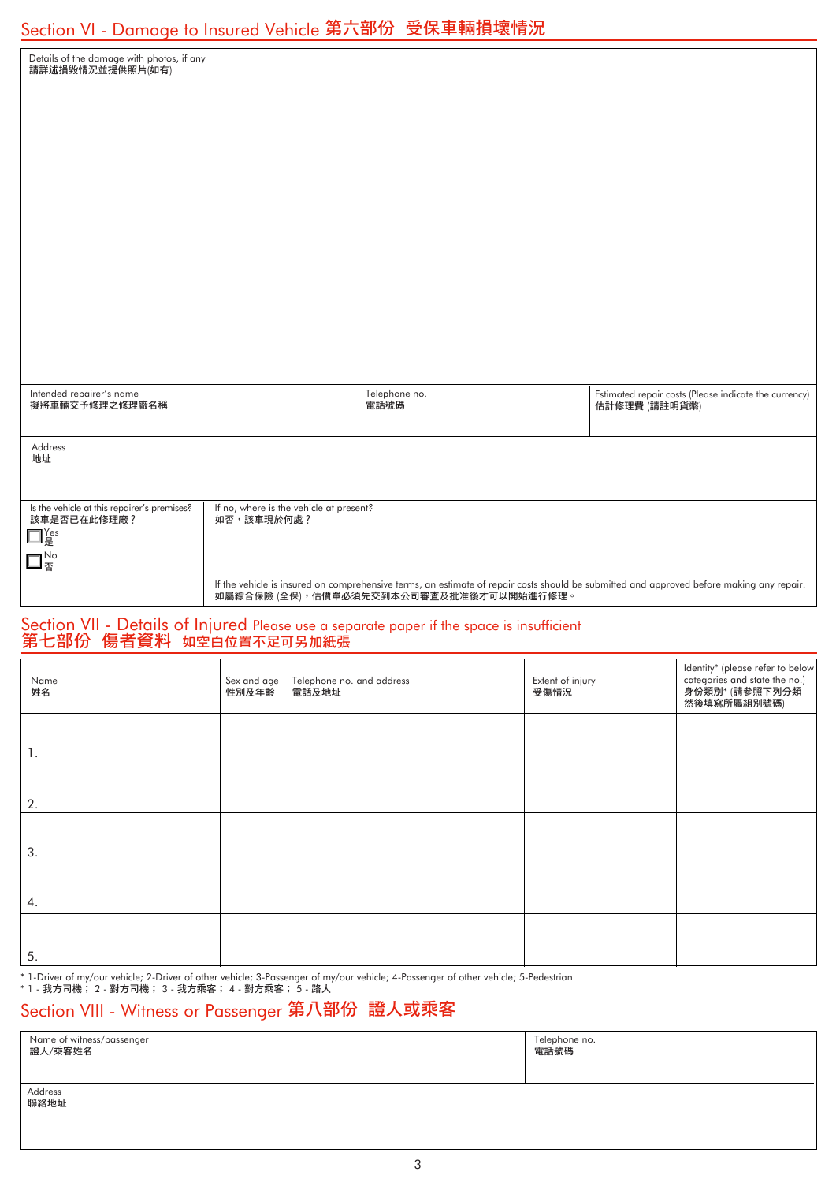## Section VI - Damage to Insured Vehicle 第六部份 受保車輛損壞情況

Details of the damage with photos, if any
請詳述損毀情況並提供照片(如有)

| Intended repairer's name<br>擬將車輛交予修理之修理廠名稱 | Telephone no.<br>電話號碼 | Estimated repair costs (Please indicate the currency)<br>估計修理費 (請註明貨幣) |
|---|---|---|
| | | |

Address
地址

| Is the vehicle at this repairer's premises?<br>該車是否已在此修理廠？ | If no, where is the vehicle at present?<br>如否，該車現於何處？ |
|---|---|
| ☐ Yes 是<br>☐ No 否 | |

If the vehicle is insured on comprehensive terms, an estimate of repair costs should be submitted and approved before making any repair.
如屬綜合保險 (全保)，估價單必須先交到本公司審查及批准後才可以開始進行修理。

## Section VII - Details of Injured Please use a separate paper if the space is insufficient
## 第七部份 傷者資料 如空白位置不足可另加紙張

| Name<br>姓名 | Sex and age<br>性別及年齡 | Telephone no. and address<br>電話及地址 | Extent of injury<br>受傷情況 | Identity* (please refer to below categories and state the no.)<br>身份類別* (請參照下列分類然後填寫所屬組別號碼) |
|---|---|---|---|---|
| 1. | | | | |
| 2. | | | | |
| 3. | | | | |
| 4. | | | | |
| 5. | | | | |

* 1-Driver of my/our vehicle; 2-Driver of other vehicle; 3-Passenger of my/our vehicle; 4-Passenger of other vehicle; 5-Pedestrian
* 1 - 我方司機； 2 - 對方司機； 3 - 我方乘客； 4 - 對方乘客； 5 - 路人

## Section VIII - Witness or Passenger 第八部份 證人或乘客

| Name of witness/passenger<br>證人/乘客姓名 | Telephone no.<br>電話號碼 |
|---|---|
| | |

Address
聯絡地址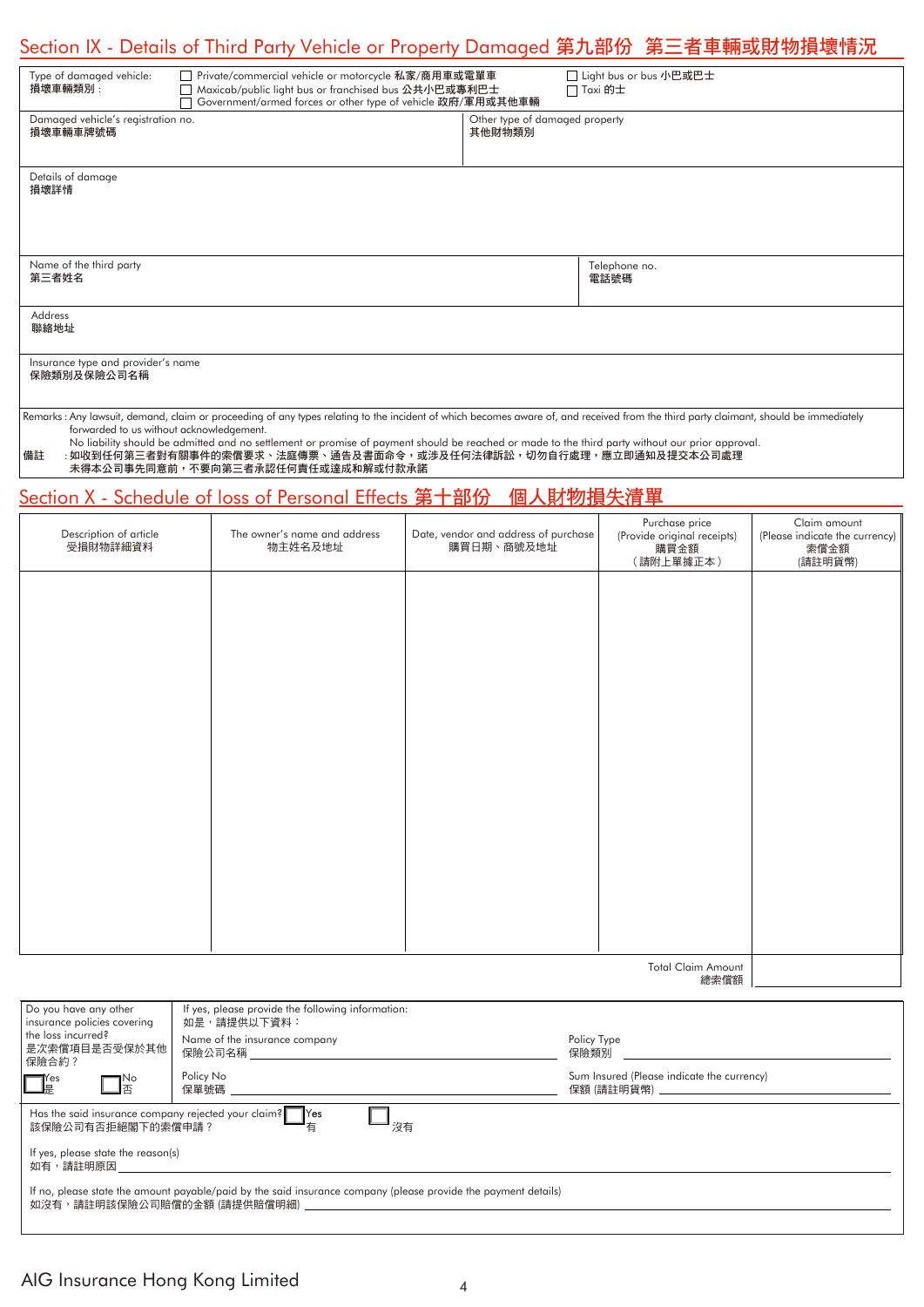## Section IX - Details of Third Party Vehicle or Property Damaged 第九部份 第三者車輛或財物損壞情況

| | |
|---|---|
| Type of damaged vehicle: 損壞車輛類別： | ☐ Private/commercial vehicle or motorcycle 私家/商用車或電單車 ☐ Light bus or bus 小巴或巴士 ☐ Maxicab/public light bus or franchised bus 公共小巴或專利巴士 ☐ Taxi 的士 ☐ Government/armed forces or other type of vehicle 政府/軍用或其他車輛 |
| Damaged vehicle's registration no. 損壞車輛車牌號碼 | Other type of damaged property 其他財物類別 |
| Details of damage 損壞詳情 | |
| Name of the third party 第三者姓名 | Telephone no. 電話號碼 |
| Address 聯絡地址 | |
| Insurance type and provider's name 保險類別及保險公司名稱 | |

Remarks : Any lawsuit, demand, claim or proceeding of any types relating to the incident of which becomes aware of, and received from the third party claimant, should be immediately forwarded to us without acknowledgement.
No liability should be admitted and no settlement or promise of payment should be reached or made to the third party without our prior approval.

備註 ：如收到任何第三者對有關事件的索償要求、法庭傳票、通告及書面命令，或涉及任何法律訴訟，切勿自行處理，應立即通知及提交本公司處理
未得本公司事先同意前，不要向第三者承認任何責任或達成和解或付款承諾

## Section X - Schedule of loss of Personal Effects 第十部份 個人財物損失清單

| Description of article 受損財物詳細資料 | The owner's name and address 物主姓名及地址 | Date, vendor and address of purchase 購買日期、商號及地址 | Purchase price (Provide original receipts) 購買金額（請附上單據正本） | Claim amount (Please indicate the currency) 索償金額 (請註明貨幣) |
|---|---|---|---|---|
| | | | | |
| | | | Total Claim Amount 總索償額 | |

| | |
|---|---|
| Do you have any other insurance policies covering the loss incurred? 是次索償項目是否受保於其他保險合約？ ☐ Yes 是 ☐ No 否 | If yes, please provide the following information: 如是，請提供以下資料： Name of the insurance company 保險公司名稱 ________ Policy Type 保險類別 ________ Policy No 保單號碼 ________ Sum Insured (Please indicate the currency) 保額 (請註明貨幣) ________ |

Has the said insurance company rejected your claim? 該保險公司有否拒絕閣下的索償申請？ ☐ Yes 有 ☐ 沒有

If yes, please state the reason(s)
如有，請註明原因 ________

If no, please state the amount payable/paid by the said insurance company (please provide the payment details)
如沒有，請註明該保險公司賠償的金額 (請提供賠償明細) ________

AIG Insurance Hong Kong Limited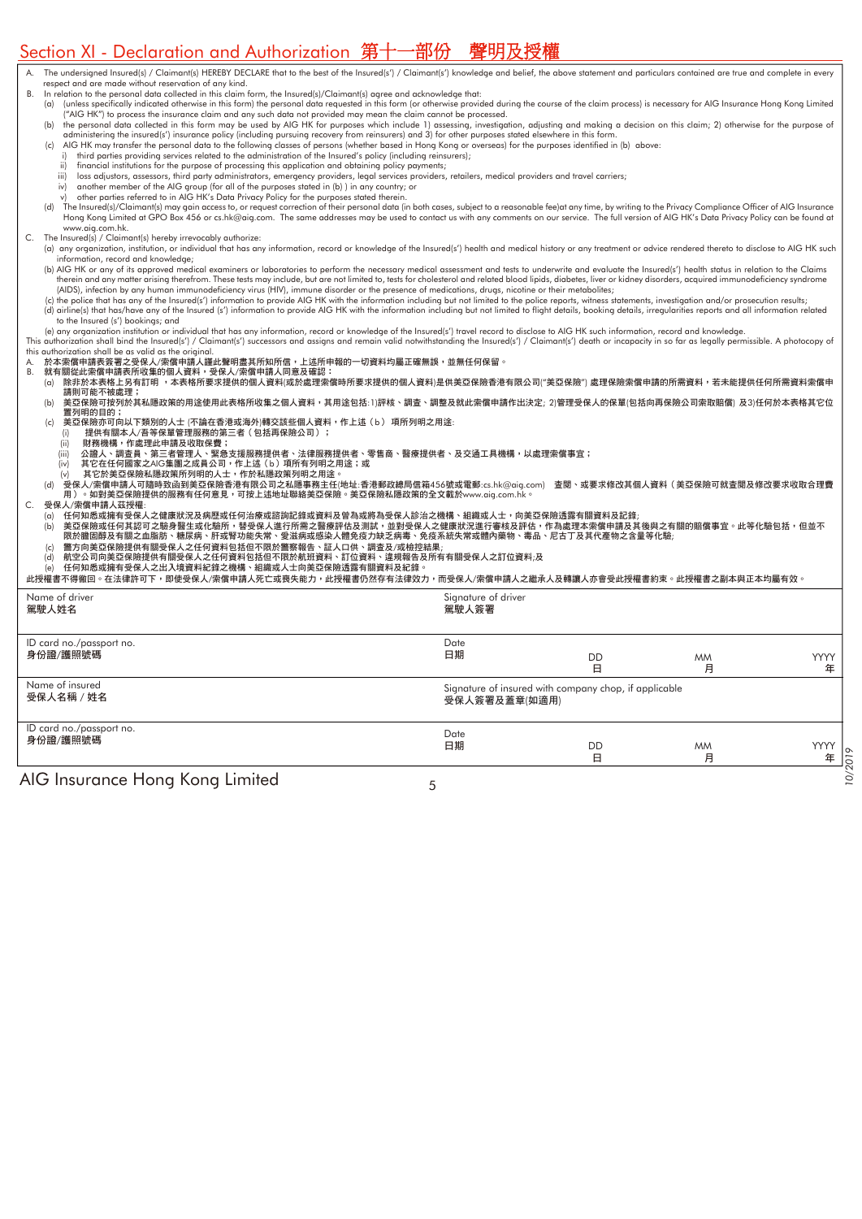## Section XI - Declaration and Authorization 第十一部份 聲明及授權

A. The undersigned Insured(s) / Claimant(s) HEREBY DECLARE that to the best of the Insured(s') / Claimant(s') knowledge and belief, the above statement and particulars contained are true and complete in every respect and are made without reservation of any kind.

B. In relation to the personal data collected in this claim form, the Insured(s)/Claimant(s) agree and acknowledge that:

(a) (unless specifically indicated otherwise in this form) the personal data requested in this form (or otherwise provided during the course of the claim process) is necessary for AIG Insurance Hong Kong Limited ("AIG HK") to process the insurance claim and any such data not provided may mean the claim cannot be processed.

(b) the personal data collected in this form may be used by AIG HK for purposes which include 1) assessing, investigation, adjusting and making a decision on this claim; 2) otherwise for the purpose of administering the insured(s') insurance policy (including pursuing recovery from reinsurers) and 3) for other purposes stated elsewhere in this form.

(c) AIG HK may transfer the personal data to the following classes of persons (whether based in Hong Kong or overseas) for the purposes identified in (b) above:

i) third parties providing services related to the administration of the Insured's policy (including reinsurers);
ii) financial institutions for the purpose of processing this application and obtaining policy payments;
iii) loss adjustors, assessors, third party administrators, emergency providers, legal services providers, retailers, medical providers and travel carriers;
iv) another member of the AIG group (for all of the purposes stated in (b) ) in any country; or
v) other parties referred to in AIG HK's Data Privacy Policy for the purposes stated therein.

(d) The Insured(s)/Claimant(s) may gain access to, or request correction of their personal data (in both cases, subject to a reasonable fee)at any time, by writing to the Privacy Compliance Officer of AIG Insurance Hong Kong Limited at GPO Box 456 or cs.hk@aig.com. The same addresses may be used to contact us with any comments on our service. The full version of AIG HK's Data Privacy Policy can be found at www.aig.com.hk.

C. The Insured(s) / Claimant(s) hereby irrevocably authorize:

(a) any organization, institution, or individual that has any information, record or knowledge of the Insured(s') health and medical history or any treatment or advice rendered thereto to disclose to AIG HK such information, record and knowledge;

(b) AIG HK or any of its approved medical examiners or laboratories to perform the necessary medical assessment and tests to underwrite and evaluate the Insured(s') health status in relation to the Claims therein and any matter arising therefrom. These tests may include, but are not limited to, tests for cholesterol and related blood lipids, diabetes, liver or kidney disorders, acquired immunodeficiency syndrome (AIDS), infection by any human immunodeficiency virus (HIV), immune disorder or the presence of medications, drugs, nicotine or their metabolites;

(c) the police that has any of the Insured(s') information to provide AIG HK with the information including but not limited to the police reports, witness statements, investigation and/or prosecution results;

(d) airline(s) that has/have any of the Insured (s') information to provide AIG HK with the information including but not limited to flight details, booking details, irregularities reports and all information related to the Insured (s') bookings; and

(e) any organization institution or individual that has any information, record or knowledge of the Insured(s') travel record to disclose to AIG HK such information, record and knowledge.

This authorization shall bind the Insured(s') / Claimant(s') successors and assigns and remain valid notwithstanding the Insured(s') / Claimant(s') death or incapacity in so far as legally permissible. A photocopy of this authorization shall be as valid as the original.

A. 於本索償申請表簽署之受保人/索償申請人謹此聲明盡其所知所信，上述所申報的一切資料均屬正確無誤，並無任何保留。

B. 就有關從此索償申請表所收集的個人資料，受保人/索償申請人同意及確認：

(a) 除非於本表格上另有訂明 ，本表格所要求提供的個人資料(或於處理索償時所要求提供的個人資料)是供美亞保險香港有限公司("美亞保險") 處理保險索償申請的所需資料，若未能提供任何所需資料索償申請則可能不被處理；

(b) 美亞保險可按列於其私隱政策的用途使用此表格所收集之個人資料，其用途包括:1)評核、調查、調整及就此索償申請作出決定; 2)管理受保人的保單(包括向再保險公司索取賠償) 及3)任何於本表格其它位置列明的目的；

(c) 美亞保險亦可向以下類別的人士 (不論在香港或海外)轉交該些個人資料，作上述（b） 項所列明之用途:

(i) 提供有關本人/吾等保單管理服務的第三者（包括再保險公司）；
(ii) 財務機構，作處理此申請及收取保費；
(iii) 公證人、調查員、第三者管理人、緊急支援服務提供者、法律服務提供者、零售商、醫療提供者、及交通工具機構，以處理索償事宜；
(iv) 其它在任何國家之AIG集團之成員公司，作上述（b）項所有列明之用途；或
(v) 其它於美亞保險私隱政策所列明的人士，作於私隱政策列明之用途。

(d) 受保人/索償申請人可隨時致函到美亞保險香港有限公司之私隱事務主任(地址:香港郵政總局信箱456號或電郵:cs.hk@aig.com) 查閱、或要求修改其個人資料（美亞保險可就查閱及修改要求收取合理費用）。如對美亞保險提供的服務有任何意見，可按上述地址聯絡美亞保險。美亞保險私隱政策的全文載於www.aig.com.hk。

C. 受保人/索償申請人茲授權:

(a) 任何知悉或擁有受保人之健康狀況及病歷或任何治療或諮詢記錄或資料及曾為或將為受保人診治之機構、組織或人士，向美亞保險透露有關資料及記錄;

(b) 美亞保險或任何其認可之驗身醫生或化驗所，替受保人進行所需之醫療評估及測試，並對受保人之健康狀況進行審核及評估，作為處理本索償申請及其後與之有關的賠償事宜。此等化驗包括，但並不限於膽固醇及有關之血脂肪、糖尿病、肝或腎功能失常、愛滋病或感染人體免疫力缺乏病毒、免疫系統失常或體內藥物、毒品、尼古丁及其代產物之含量等化驗;

(c) 警方向美亞保險提供有關受保人之任何資料包括但不限於警察報告、証人口供、調查及/或檢控結果;

(d) 航空公司向美亞保險提供有關受保人之任何資料包括但不限於航班資料、訂位資料、違規報告及所有有關受保人之訂位資料;及

(e) 任何知悉或擁有受保人之出入境資料紀錄之機構、組織或人士向美亞保險透露有關資料及紀錄。

此授權書不得撤回。在法律許可下，即使受保人/索償申請人死亡或喪失能力，此授權書仍然存有法律效力，而受保人/索償申請人之繼承人及轉讓人亦會受此授權書約束。此授權書之副本與正本均屬有效。

| | |
|---|---|
| Name of driver<br>駕駛人姓名 | Signature of driver<br>駕駛人簽署 |
| ID card no./passport no.<br>身份證/護照號碼 | Date 日期 DD 日 MM 月 YYYY 年 |
| Name of insured<br>受保人名稱 / 姓名 | Signature of insured with company chop, if applicable<br>受保人簽署及蓋章(如適用) |
| ID card no./passport no.<br>身份證/護照號碼 | Date 日期 DD 日 MM 月 YYYY 年 |

AIG Insurance Hong Kong Limited

10/2019